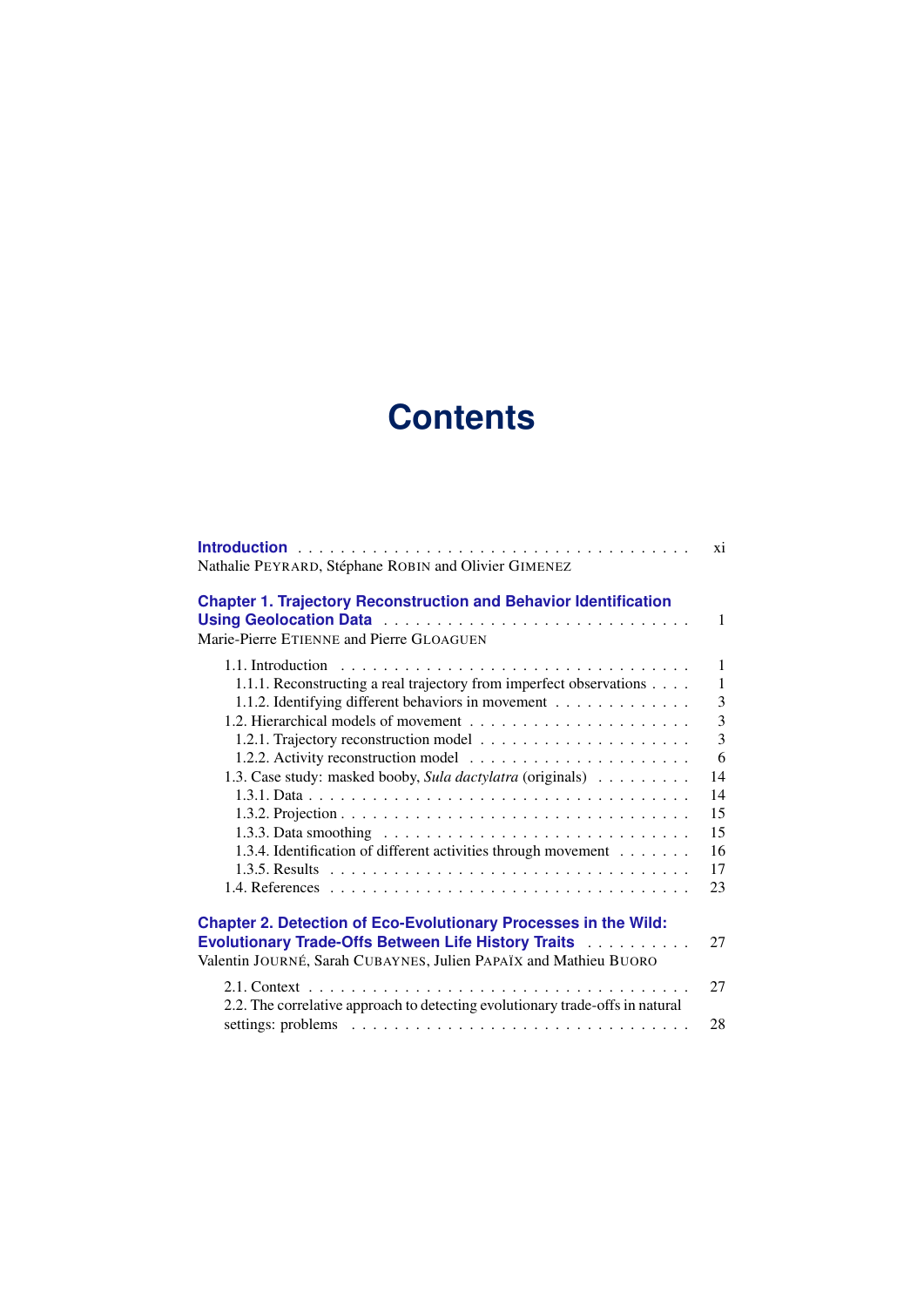# Contents

**Introduction** . . . . . . . . . . . . . . . . . . . . . . . . . . . . . . . . . . . . . xi
Nathalie PEYRARD, Stéphane ROBIN and Olivier GIMENEZ

**Chapter 1. Trajectory Reconstruction and Behavior Identification Using Geolocation Data** . . . . . . . . . . . . . . . . . . . . . . . . . . . 1
Marie-Pierre ETIENNE and Pierre GLOAGUEN

- 1.1. Introduction . . . . . . . . . . . . . . . . . . . . . . . . . . . . . . . . . 1
  - 1.1.1. Reconstructing a real trajectory from imperfect observations . . . . 1
  - 1.1.2. Identifying different behaviors in movement . . . . . . . . . . . . . 3
- 1.2. Hierarchical models of movement . . . . . . . . . . . . . . . . . . . . 3
  - 1.2.1. Trajectory reconstruction model . . . . . . . . . . . . . . . . . . . 3
  - 1.2.2. Activity reconstruction model . . . . . . . . . . . . . . . . . . . . 6
- 1.3. Case study: masked booby, *Sula dactylatra* (originals) . . . . . . . . . 14
  - 1.3.1. Data . . . . . . . . . . . . . . . . . . . . . . . . . . . . . . . . . 14
  - 1.3.2. Projection . . . . . . . . . . . . . . . . . . . . . . . . . . . . . . 15
  - 1.3.3. Data smoothing . . . . . . . . . . . . . . . . . . . . . . . . . . . 15
  - 1.3.4. Identification of different activities through movement . . . . . . . 16
  - 1.3.5. Results . . . . . . . . . . . . . . . . . . . . . . . . . . . . . . . 17
- 1.4. References . . . . . . . . . . . . . . . . . . . . . . . . . . . . . . . . 23

**Chapter 2. Detection of Eco-Evolutionary Processes in the Wild: Evolutionary Trade-Offs Between Life History Traits** . . . . . . . . . . 27
Valentin JOURNÉ, Sarah CUBAYNES, Julien PAPAÏX and Mathieu BUORO

- 2.1. Context . . . . . . . . . . . . . . . . . . . . . . . . . . . . . . . . . . 27
- 2.2. The correlative approach to detecting evolutionary trade-offs in natural settings: problems . . . . . . . . . . . . . . . . . . . . . . . . . . . . . . . 28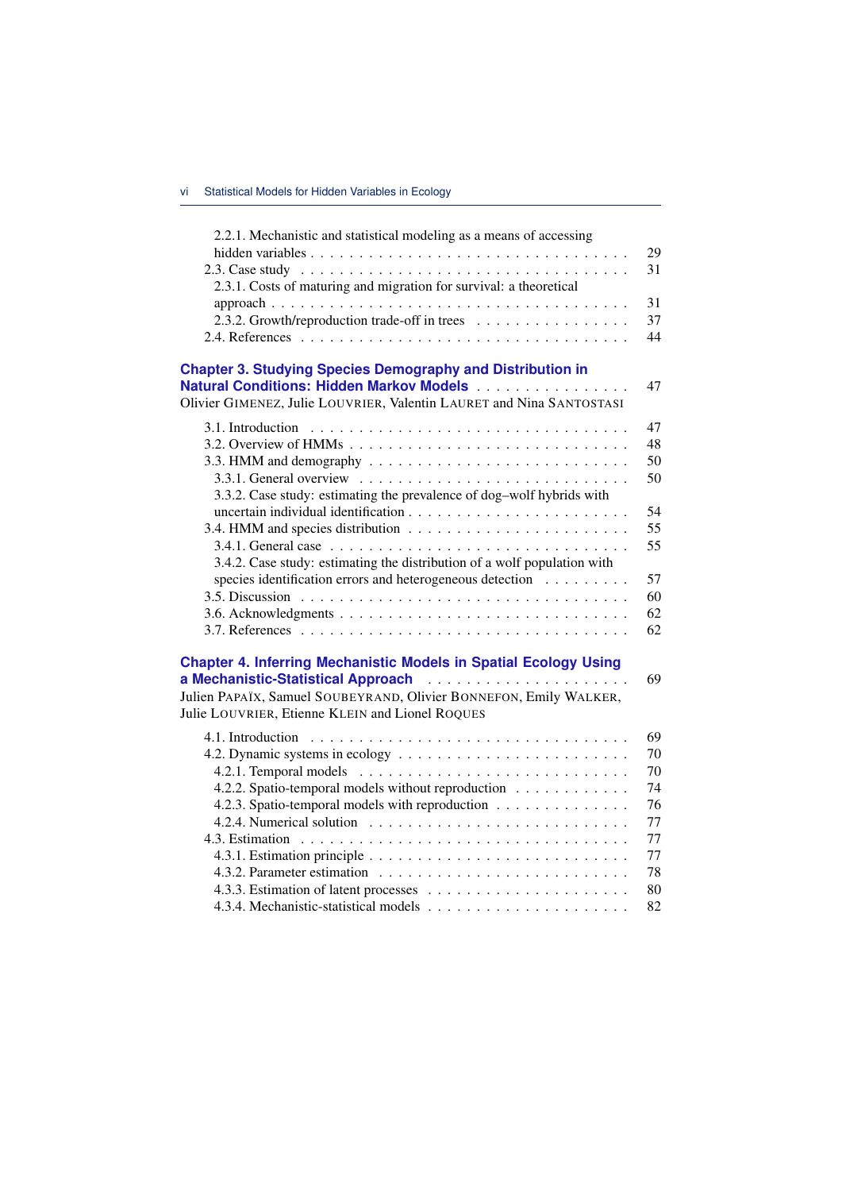2.2.1. Mechanistic and statistical modeling as a means of accessing hidden variables . . . . . . . . . . 29
2.3. Case study . . . . . . . . . . 31
2.3.1. Costs of maturing and migration for survival: a theoretical approach . . . . . . . . . . 31
2.3.2. Growth/reproduction trade-off in trees . . . . . . . . . . 37
2.4. References . . . . . . . . . . 44

## Chapter 3. Studying Species Demography and Distribution in Natural Conditions: Hidden Markov Models . . . . . . . . . . 47

Olivier GIMENEZ, Julie LOUVRIER, Valentin LAURET and Nina SANTOSTASI

3.1. Introduction . . . . . . . . . . 47
3.2. Overview of HMMs . . . . . . . . . . 48
3.3. HMM and demography . . . . . . . . . . 50
3.3.1. General overview . . . . . . . . . . 50
3.3.2. Case study: estimating the prevalence of dog–wolf hybrids with uncertain individual identification . . . . . . . . . . 54
3.4. HMM and species distribution . . . . . . . . . . 55
3.4.1. General case . . . . . . . . . . 55
3.4.2. Case study: estimating the distribution of a wolf population with species identification errors and heterogeneous detection . . . . . . . . . . 57
3.5. Discussion . . . . . . . . . . 60
3.6. Acknowledgments . . . . . . . . . . 62
3.7. References . . . . . . . . . . 62

## Chapter 4. Inferring Mechanistic Models in Spatial Ecology Using a Mechanistic-Statistical Approach . . . . . . . . . . 69

Julien PAPAÏX, Samuel SOUBEYRAND, Olivier BONNEFON, Emily WALKER, Julie LOUVRIER, Etienne KLEIN and Lionel ROQUES

4.1. Introduction . . . . . . . . . . 69
4.2. Dynamic systems in ecology . . . . . . . . . . 70
4.2.1. Temporal models . . . . . . . . . . 70
4.2.2. Spatio-temporal models without reproduction . . . . . . . . . . 74
4.2.3. Spatio-temporal models with reproduction . . . . . . . . . . 76
4.2.4. Numerical solution . . . . . . . . . . 77
4.3. Estimation . . . . . . . . . . 77
4.3.1. Estimation principle . . . . . . . . . . 77
4.3.2. Parameter estimation . . . . . . . . . . 78
4.3.3. Estimation of latent processes . . . . . . . . . . 80
4.3.4. Mechanistic-statistical models . . . . . . . . . . 82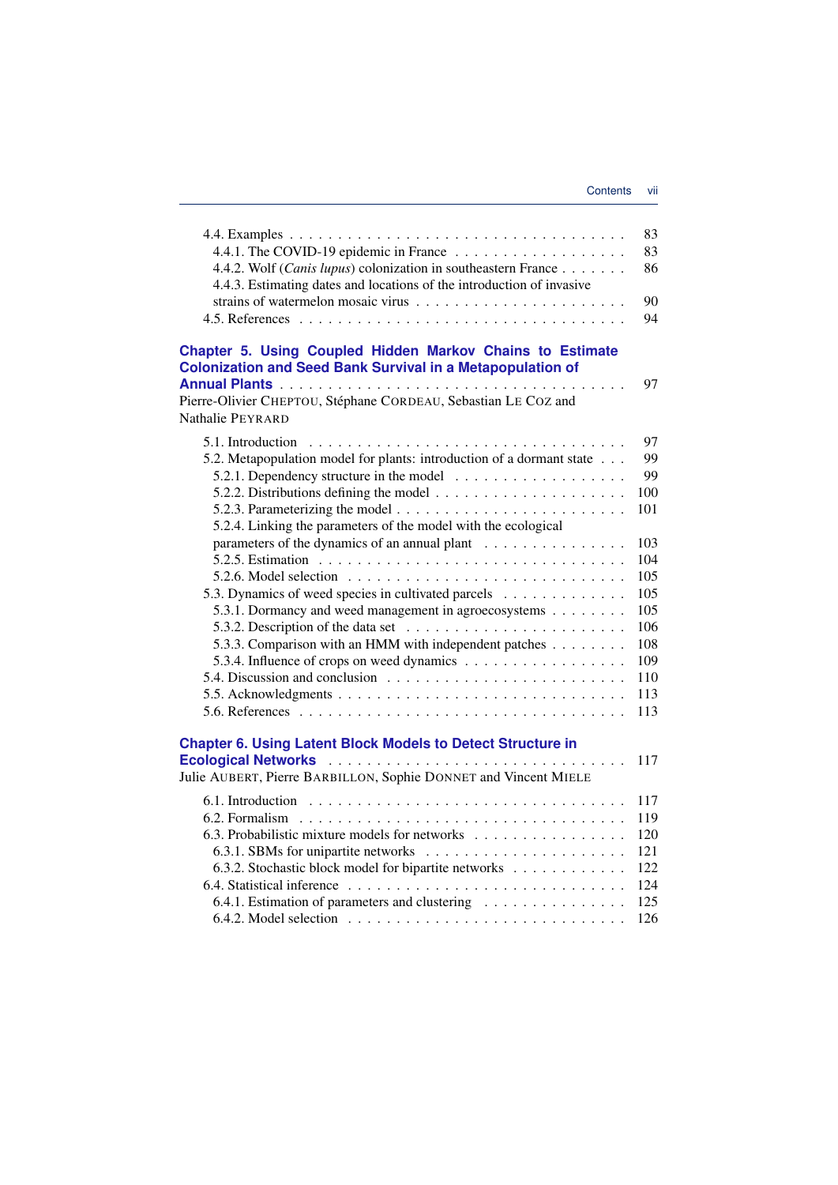4.4. Examples . . . 83
  4.4.1. The COVID-19 epidemic in France . . . 83
  4.4.2. Wolf (*Canis lupus*) colonization in southeastern France . . . 86
  4.4.3. Estimating dates and locations of the introduction of invasive strains of watermelon mosaic virus . . . 90
4.5. References . . . 94

## Chapter 5. Using Coupled Hidden Markov Chains to Estimate Colonization and Seed Bank Survival in a Metapopulation of Annual Plants . . . 97

Pierre-Olivier CHEPTOU, Stéphane CORDEAU, Sebastian LE COZ and Nathalie PEYRARD

5.1. Introduction . . . 97
5.2. Metapopulation model for plants: introduction of a dormant state . . . 99
  5.2.1. Dependency structure in the model . . . 99
  5.2.2. Distributions defining the model . . . 100
  5.2.3. Parameterizing the model . . . 101
  5.2.4. Linking the parameters of the model with the ecological parameters of the dynamics of an annual plant . . . 103
  5.2.5. Estimation . . . 104
  5.2.6. Model selection . . . 105
5.3. Dynamics of weed species in cultivated parcels . . . 105
  5.3.1. Dormancy and weed management in agroecosystems . . . 105
  5.3.2. Description of the data set . . . 106
  5.3.3. Comparison with an HMM with independent patches . . . 108
  5.3.4. Influence of crops on weed dynamics . . . 109
5.4. Discussion and conclusion . . . 110
5.5. Acknowledgments . . . 113
5.6. References . . . 113

## Chapter 6. Using Latent Block Models to Detect Structure in Ecological Networks . . . 117

Julie AUBERT, Pierre BARBILLON, Sophie DONNET and Vincent MIELE

6.1. Introduction . . . 117
6.2. Formalism . . . 119
6.3. Probabilistic mixture models for networks . . . 120
  6.3.1. SBMs for unipartite networks . . . 121
  6.3.2. Stochastic block model for bipartite networks . . . 122
6.4. Statistical inference . . . 124
  6.4.1. Estimation of parameters and clustering . . . 125
  6.4.2. Model selection . . . 126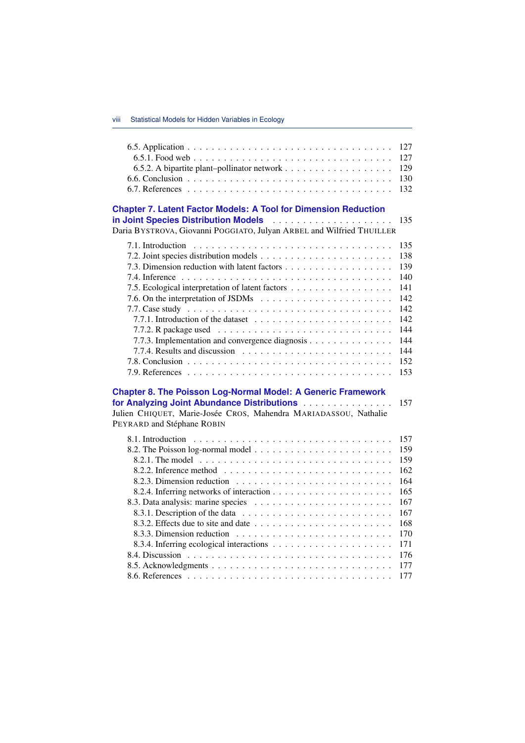6.5. Application . . . . . . . . . . . . . . . . . . . . . . . . . . . . . . . 127
 6.5.1. Food web . . . . . . . . . . . . . . . . . . . . . . . . . . . . . 127
 6.5.2. A bipartite plant–pollinator network . . . . . . . . . . . . . . . . . 129
6.6. Conclusion . . . . . . . . . . . . . . . . . . . . . . . . . . . . . . . 130
6.7. References . . . . . . . . . . . . . . . . . . . . . . . . . . . . . . . 132

**Chapter 7. Latent Factor Models: A Tool for Dimension Reduction in Joint Species Distribution Models** . . . . . . . . . . . . . . . . . . . 135
Daria BYSTROVA, Giovanni POGGIATO, Julyan ARBEL and Wilfried THUILLER

7.1. Introduction . . . . . . . . . . . . . . . . . . . . . . . . . . . . . . . 135
7.2. Joint species distribution models . . . . . . . . . . . . . . . . . . . . 138
7.3. Dimension reduction with latent factors . . . . . . . . . . . . . . . . . 139
7.4. Inference . . . . . . . . . . . . . . . . . . . . . . . . . . . . . . . . 140
7.5. Ecological interpretation of latent factors . . . . . . . . . . . . . . . . 141
7.6. On the interpretation of JSDMs . . . . . . . . . . . . . . . . . . . . . 142
7.7. Case study . . . . . . . . . . . . . . . . . . . . . . . . . . . . . . . 142
 7.7.1. Introduction of the dataset . . . . . . . . . . . . . . . . . . . . . 142
 7.7.2. R package used . . . . . . . . . . . . . . . . . . . . . . . . . . 144
 7.7.3. Implementation and convergence diagnosis . . . . . . . . . . . . . 144
 7.7.4. Results and discussion . . . . . . . . . . . . . . . . . . . . . . . 144
7.8. Conclusion . . . . . . . . . . . . . . . . . . . . . . . . . . . . . . . 152
7.9. References . . . . . . . . . . . . . . . . . . . . . . . . . . . . . . . 153

**Chapter 8. The Poisson Log-Normal Model: A Generic Framework for Analyzing Joint Abundance Distributions** . . . . . . . . . . . . . . 157
Julien CHIQUET, Marie-Josée CROS, Mahendra MARIADASSOU, Nathalie PEYRARD and Stéphane ROBIN

8.1. Introduction . . . . . . . . . . . . . . . . . . . . . . . . . . . . . . . 157
8.2. The Poisson log-normal model . . . . . . . . . . . . . . . . . . . . . 159
 8.2.1. The model . . . . . . . . . . . . . . . . . . . . . . . . . . . . . 159
 8.2.2. Inference method . . . . . . . . . . . . . . . . . . . . . . . . . . 162
 8.2.3. Dimension reduction . . . . . . . . . . . . . . . . . . . . . . . . 164
 8.2.4. Inferring networks of interaction . . . . . . . . . . . . . . . . . . 165
8.3. Data analysis: marine species . . . . . . . . . . . . . . . . . . . . . 167
 8.3.1. Description of the data . . . . . . . . . . . . . . . . . . . . . . . 167
 8.3.2. Effects due to site and date . . . . . . . . . . . . . . . . . . . . . 168
 8.3.3. Dimension reduction . . . . . . . . . . . . . . . . . . . . . . . . 170
 8.3.4. Inferring ecological interactions . . . . . . . . . . . . . . . . . . 171
8.4. Discussion . . . . . . . . . . . . . . . . . . . . . . . . . . . . . . . 176
8.5. Acknowledgments . . . . . . . . . . . . . . . . . . . . . . . . . . . . 177
8.6. References . . . . . . . . . . . . . . . . . . . . . . . . . . . . . . . 177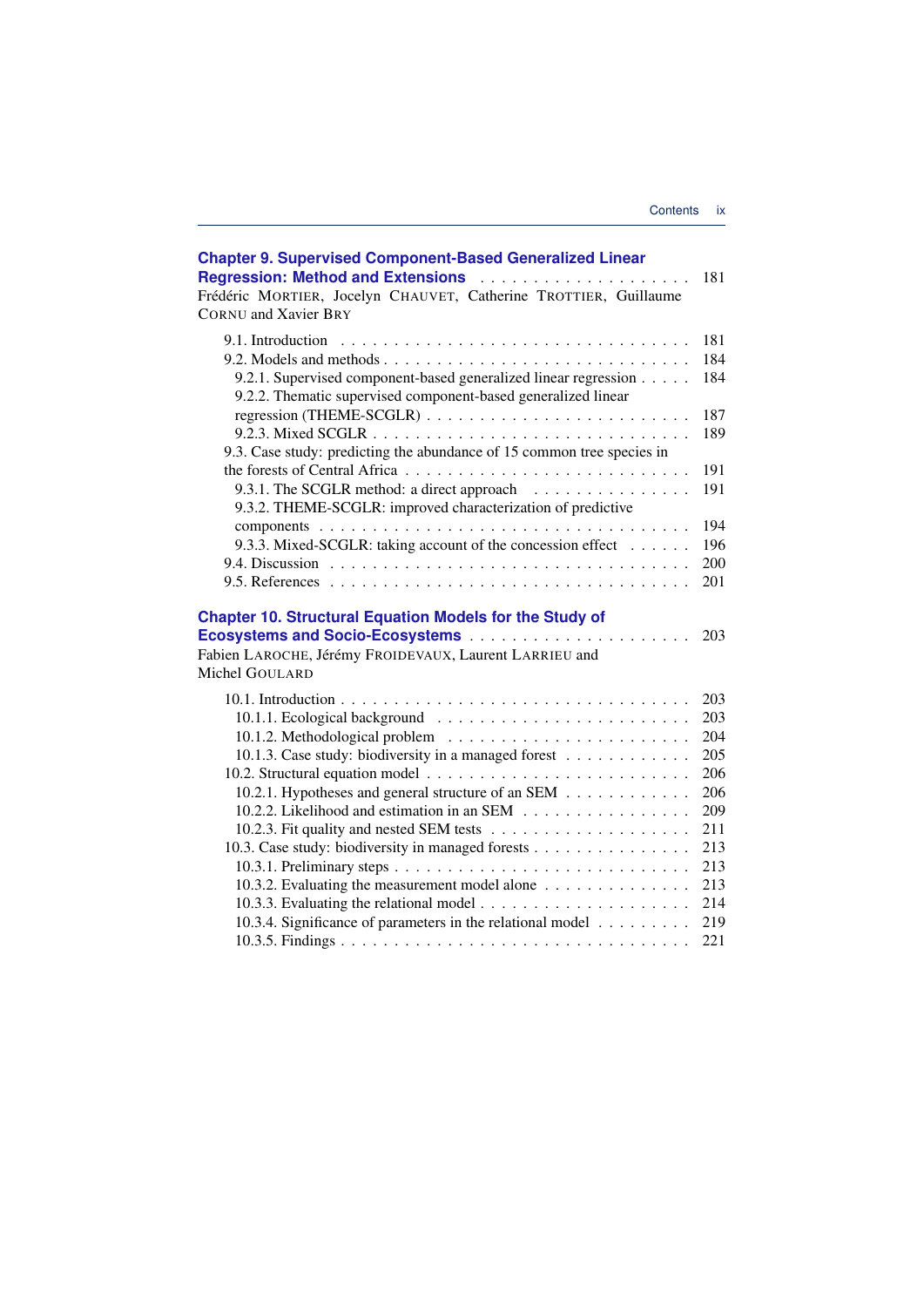**Chapter 9. Supervised Component-Based Generalized Linear Regression: Method and Extensions** . . . . . . . . . . . . . . . . . . . . 181
Frédéric MORTIER, Jocelyn CHAUVET, Catherine TROTTIER, Guillaume CORNU and Xavier BRY

- 9.1. Introduction . . . . . . . . . . . . . . . . . . . . . . . . . . . . . . . 181
- 9.2. Models and methods . . . . . . . . . . . . . . . . . . . . . . . . . . . 184
  - 9.2.1. Supervised component-based generalized linear regression . . . . . 184
  - 9.2.2. Thematic supervised component-based generalized linear regression (THEME-SCGLR) . . . . . . . . . . . . . . . . . . . . . . . . . 187
  - 9.2.3. Mixed SCGLR . . . . . . . . . . . . . . . . . . . . . . . . . . . 189
- 9.3. Case study: predicting the abundance of 15 common tree species in the forests of Central Africa . . . . . . . . . . . . . . . . . . . . . . . . . 191
  - 9.3.1. The SCGLR method: a direct approach . . . . . . . . . . . . . . 191
  - 9.3.2. THEME-SCGLR: improved characterization of predictive components . . . . . . . . . . . . . . . . . . . . . . . . . . . . . . . . . 194
  - 9.3.3. Mixed-SCGLR: taking account of the concession effect . . . . . . 196
- 9.4. Discussion . . . . . . . . . . . . . . . . . . . . . . . . . . . . . . . . 200
- 9.5. References . . . . . . . . . . . . . . . . . . . . . . . . . . . . . . . 201

**Chapter 10. Structural Equation Models for the Study of Ecosystems and Socio-Ecosystems** . . . . . . . . . . . . . . . . . . . 203
Fabien LAROCHE, Jérémy FROIDEVAUX, Laurent LARRIEU and Michel GOULARD

- 10.1. Introduction . . . . . . . . . . . . . . . . . . . . . . . . . . . . . . . 203
  - 10.1.1. Ecological background . . . . . . . . . . . . . . . . . . . . . . 203
  - 10.1.2. Methodological problem . . . . . . . . . . . . . . . . . . . . . . 204
  - 10.1.3. Case study: biodiversity in a managed forest . . . . . . . . . . . 205
- 10.2. Structural equation model . . . . . . . . . . . . . . . . . . . . . . . . 206
  - 10.2.1. Hypotheses and general structure of an SEM . . . . . . . . . . . 206
  - 10.2.2. Likelihood and estimation in an SEM . . . . . . . . . . . . . . . 209
  - 10.2.3. Fit quality and nested SEM tests . . . . . . . . . . . . . . . . . 211
- 10.3. Case study: biodiversity in managed forests . . . . . . . . . . . . . . . 213
  - 10.3.1. Preliminary steps . . . . . . . . . . . . . . . . . . . . . . . . . 213
  - 10.3.2. Evaluating the measurement model alone . . . . . . . . . . . . . 213
  - 10.3.3. Evaluating the relational model . . . . . . . . . . . . . . . . . . 214
  - 10.3.4. Significance of parameters in the relational model . . . . . . . . 219
  - 10.3.5. Findings . . . . . . . . . . . . . . . . . . . . . . . . . . . . . . 221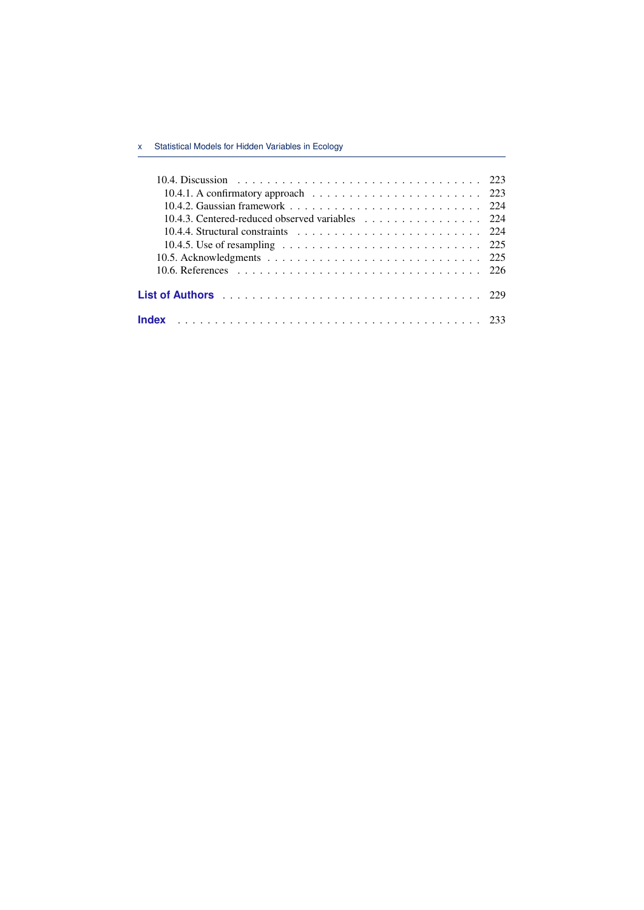10.4. Discussion . . . . . . . . . . . . . . . . . . . . . . . . . . . . . . . . 223
10.4.1. A confirmatory approach . . . . . . . . . . . . . . . . . . . . . . 223
10.4.2. Gaussian framework . . . . . . . . . . . . . . . . . . . . . . . . . 224
10.4.3. Centered-reduced observed variables . . . . . . . . . . . . . . . . 224
10.4.4. Structural constraints . . . . . . . . . . . . . . . . . . . . . . . . 224
10.4.5. Use of resampling . . . . . . . . . . . . . . . . . . . . . . . . . . 225
10.5. Acknowledgments . . . . . . . . . . . . . . . . . . . . . . . . . . . . 225
10.6. References . . . . . . . . . . . . . . . . . . . . . . . . . . . . . . . 226

**List of Authors** . . . . . . . . . . . . . . . . . . . . . . . . . . . . . . . 229

**Index** . . . . . . . . . . . . . . . . . . . . . . . . . . . . . . . . . . . . 233